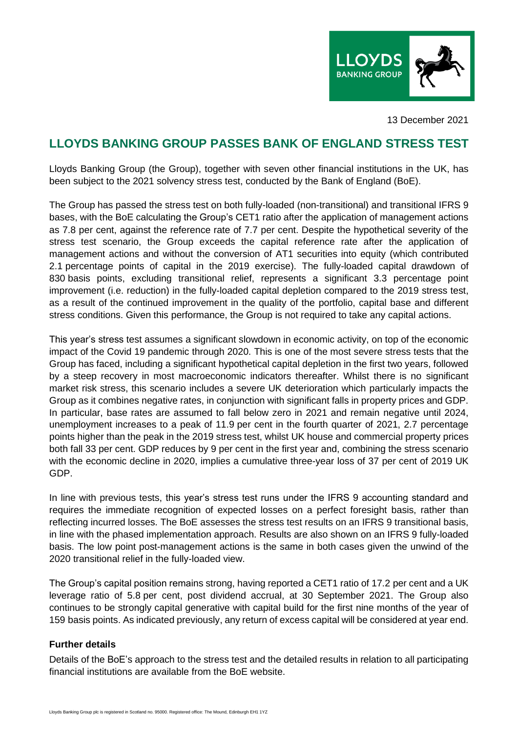13 December 2021

# LLOYDS BANKING GROUP PASSES BANK OF ENGLAND STRESS TEST

Lloyds Banking Group (the Group), together with seven other financial institutions in the UK, has been subject to the 2021 solvency stress test, conducted by the Bank of England (BoE).

The Group has passed the stress test on both fully-loaded (non-transitional) and transitional IFRS 9 bases, with the BoE calculating the Group's CET1 ratio after the application of management actions as 7.8 per cent, against the reference rate of 7.7 per cent. Despite the hypothetical severity of the stress test scenario, the Group exceeds the capital reference rate after the application of management actions and without the conversion of AT1 securities into equity (which contributed 2.1 percentage points of capital in the 2019 exercise). The fully-loaded capital drawdown of 830 basis points, excluding transitional relief, represents a significant 3.3 percentage point improvement (i.e. reduction) in the fully-loaded capital depletion compared to the 2019 stress test, as a result of the continued improvement in the quality of the portfolio, capital base and different stress conditions. Given this performance, the Group is not required to take any capital actions.

This year's stress test assumes a significant slowdown in economic activity, on top of the economic impact of the Covid 19 pandemic through 2020. This is one of the most severe stress tests that the Group has faced, including a significant hypothetical capital depletion in the first two years, followed by a steep recovery in most macroeconomic indicators thereafter. Whilst there is no significant market risk stress, this scenario includes a severe UK deterioration which particularly impacts the Group as it combines negative rates, in conjunction with significant falls in property prices and GDP. In particular, base rates are assumed to fall below zero in 2021 and remain negative until 2024, unemployment increases to a peak of 11.9 per cent in the fourth quarter of 2021, 2.7 percentage points higher than the peak in the 2019 stress test, whilst UK house and commercial property prices both fall 33 per cent. GDP reduces by 9 per cent in the first year and, combining the stress scenario with the economic decline in 2020, implies a cumulative three-year loss of 37 per cent of 2019 UK GDP.

In line with previous tests, this year's stress test runs under the IFRS 9 accounting standard and requires the immediate recognition of expected losses on a perfect foresight basis, rather than reflecting incurred losses. The BoE assesses the stress test results on an IFRS 9 transitional basis, in line with the phased implementation approach. Results are also shown on an IFRS 9 fully-loaded basis. The low point post-management actions is the same in both cases given the unwind of the 2020 transitional relief in the fully-loaded view.

The Group's capital position remains strong, having reported a CET1 ratio of 17.2 per cent and a UK leverage ratio of 5.8 per cent, post dividend accrual, at 30 September 2021. The Group also continues to be strongly capital generative with capital build for the first nine months of the year of 159 basis points. As indicated previously, any return of excess capital will be considered at year end.

**Further details**

Details of the BoE's approach to the stress test and the detailed results in relation to all participating financial institutions are available from the BoE website.

Lloyds Banking Group plc is registered in Scotland no. 95000. Registered office: The Mound, Edinburgh EH1 1YZ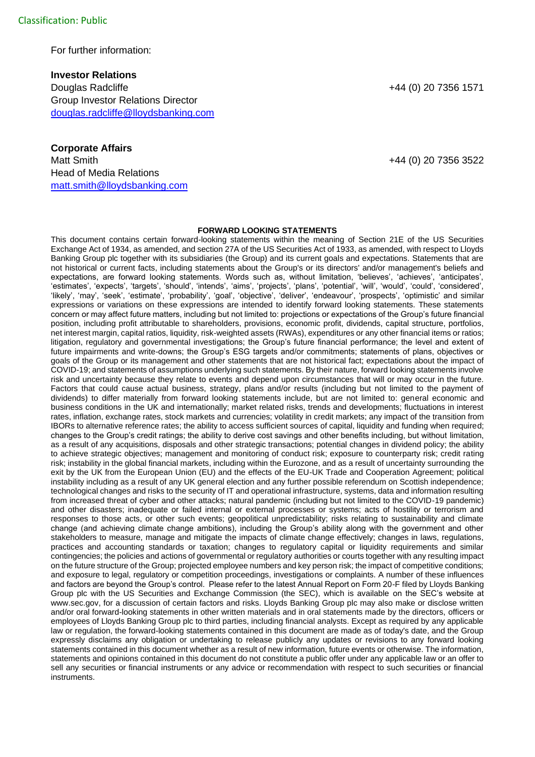Classification: Public

For further information:

**Investor Relations**
Douglas Radcliffe +44 (0) 20 7356 1571
Group Investor Relations Director
douglas.radcliffe@lloydsbanking.com

**Corporate Affairs**
Matt Smith +44 (0) 20 7356 3522
Head of Media Relations
matt.smith@lloydsbanking.com

**FORWARD LOOKING STATEMENTS**

This document contains certain forward-looking statements within the meaning of Section 21E of the US Securities Exchange Act of 1934, as amended, and section 27A of the US Securities Act of 1933, as amended, with respect to Lloyds Banking Group plc together with its subsidiaries (the Group) and its current goals and expectations. Statements that are not historical or current facts, including statements about the Group's or its directors' and/or management's beliefs and expectations, are forward looking statements. Words such as, without limitation, 'believes', 'achieves', 'anticipates', 'estimates', 'expects', 'targets', 'should', 'intends', 'aims', 'projects', 'plans', 'potential', 'will', 'would', 'could', 'considered', 'likely', 'may', 'seek', 'estimate', 'probability', 'goal', 'objective', 'deliver', 'endeavour', 'prospects', 'optimistic' and similar expressions or variations on these expressions are intended to identify forward looking statements. These statements concern or may affect future matters, including but not limited to: projections or expectations of the Group's future financial position, including profit attributable to shareholders, provisions, economic profit, dividends, capital structure, portfolios, net interest margin, capital ratios, liquidity, risk-weighted assets (RWAs), expenditures or any other financial items or ratios; litigation, regulatory and governmental investigations; the Group's future financial performance; the level and extent of future impairments and write-downs; the Group's ESG targets and/or commitments; statements of plans, objectives or goals of the Group or its management and other statements that are not historical fact; expectations about the impact of COVID-19; and statements of assumptions underlying such statements. By their nature, forward looking statements involve risk and uncertainty because they relate to events and depend upon circumstances that will or may occur in the future. Factors that could cause actual business, strategy, plans and/or results (including but not limited to the payment of dividends) to differ materially from forward looking statements include, but are not limited to: general economic and business conditions in the UK and internationally; market related risks, trends and developments; fluctuations in interest rates, inflation, exchange rates, stock markets and currencies; volatility in credit markets; any impact of the transition from IBORs to alternative reference rates; the ability to access sufficient sources of capital, liquidity and funding when required; changes to the Group's credit ratings; the ability to derive cost savings and other benefits including, but without limitation, as a result of any acquisitions, disposals and other strategic transactions; potential changes in dividend policy; the ability to achieve strategic objectives; management and monitoring of conduct risk; exposure to counterparty risk; credit rating risk; instability in the global financial markets, including within the Eurozone, and as a result of uncertainty surrounding the exit by the UK from the European Union (EU) and the effects of the EU-UK Trade and Cooperation Agreement; political instability including as a result of any UK general election and any further possible referendum on Scottish independence; technological changes and risks to the security of IT and operational infrastructure, systems, data and information resulting from increased threat of cyber and other attacks; natural pandemic (including but not limited to the COVID-19 pandemic) and other disasters; inadequate or failed internal or external processes or systems; acts of hostility or terrorism and responses to those acts, or other such events; geopolitical unpredictability; risks relating to sustainability and climate change (and achieving climate change ambitions), including the Group's ability along with the government and other stakeholders to measure, manage and mitigate the impacts of climate change effectively; changes in laws, regulations, practices and accounting standards or taxation; changes to regulatory capital or liquidity requirements and similar contingencies; the policies and actions of governmental or regulatory authorities or courts together with any resulting impact on the future structure of the Group; projected employee numbers and key person risk; the impact of competitive conditions; and exposure to legal, regulatory or competition proceedings, investigations or complaints. A number of these influences and factors are beyond the Group's control. Please refer to the latest Annual Report on Form 20-F filed by Lloyds Banking Group plc with the US Securities and Exchange Commission (the SEC), which is available on the SEC's website at www.sec.gov, for a discussion of certain factors and risks. Lloyds Banking Group plc may also make or disclose written and/or oral forward-looking statements in other written materials and in oral statements made by the directors, officers or employees of Lloyds Banking Group plc to third parties, including financial analysts. Except as required by any applicable law or regulation, the forward-looking statements contained in this document are made as of today's date, and the Group expressly disclaims any obligation or undertaking to release publicly any updates or revisions to any forward looking statements contained in this document whether as a result of new information, future events or otherwise. The information, statements and opinions contained in this document do not constitute a public offer under any applicable law or an offer to sell any securities or financial instruments or any advice or recommendation with respect to such securities or financial instruments.